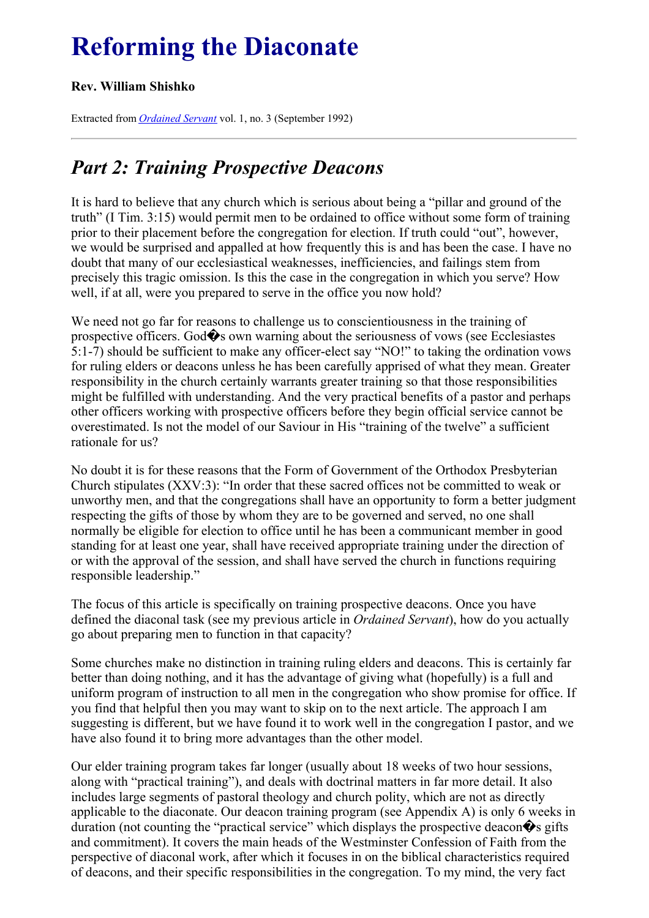# Reforming the Diaconate

**Rev. William Shishko**

Extracted from *Ordained Servant* vol. 1, no. 3 (September 1992)

---

## *Part 2: Training Prospective Deacons*

It is hard to believe that any church which is serious about being a "pillar and ground of the truth" (I Tim. 3:15) would permit men to be ordained to office without some form of training prior to their placement before the congregation for election. If truth could "out", however, we would be surprised and appalled at how frequently this is and has been the case. I have no doubt that many of our ecclesiastical weaknesses, inefficiencies, and failings stem from precisely this tragic omission. Is this the case in the congregation in which you serve? How well, if at all, were you prepared to serve in the office you now hold?

We need not go far for reasons to challenge us to conscientiousness in the training of prospective officers. God�s own warning about the seriousness of vows (see Ecclesiastes 5:1-7) should be sufficient to make any officer-elect say "NO!" to taking the ordination vows for ruling elders or deacons unless he has been carefully apprised of what they mean. Greater responsibility in the church certainly warrants greater training so that those responsibilities might be fulfilled with understanding. And the very practical benefits of a pastor and perhaps other officers working with prospective officers before they begin official service cannot be overestimated. Is not the model of our Saviour in His "training of the twelve" a sufficient rationale for us?

No doubt it is for these reasons that the Form of Government of the Orthodox Presbyterian Church stipulates (XXV:3): "In order that these sacred offices not be committed to weak or unworthy men, and that the congregations shall have an opportunity to form a better judgment respecting the gifts of those by whom they are to be governed and served, no one shall normally be eligible for election to office until he has been a communicant member in good standing for at least one year, shall have received appropriate training under the direction of or with the approval of the session, and shall have served the church in functions requiring responsible leadership."

The focus of this article is specifically on training prospective deacons. Once you have defined the diaconal task (see my previous article in *Ordained Servant*), how do you actually go about preparing men to function in that capacity?

Some churches make no distinction in training ruling elders and deacons. This is certainly far better than doing nothing, and it has the advantage of giving what (hopefully) is a full and uniform program of instruction to all men in the congregation who show promise for office. If you find that helpful then you may want to skip on to the next article. The approach I am suggesting is different, but we have found it to work well in the congregation I pastor, and we have also found it to bring more advantages than the other model.

Our elder training program takes far longer (usually about 18 weeks of two hour sessions, along with "practical training"), and deals with doctrinal matters in far more detail. It also includes large segments of pastoral theology and church polity, which are not as directly applicable to the diaconate. Our deacon training program (see Appendix A) is only 6 weeks in duration (not counting the "practical service" which displays the prospective deacon�s gifts and commitment). It covers the main heads of the Westminster Confession of Faith from the perspective of diaconal work, after which it focuses in on the biblical characteristics required of deacons, and their specific responsibilities in the congregation. To my mind, the very fact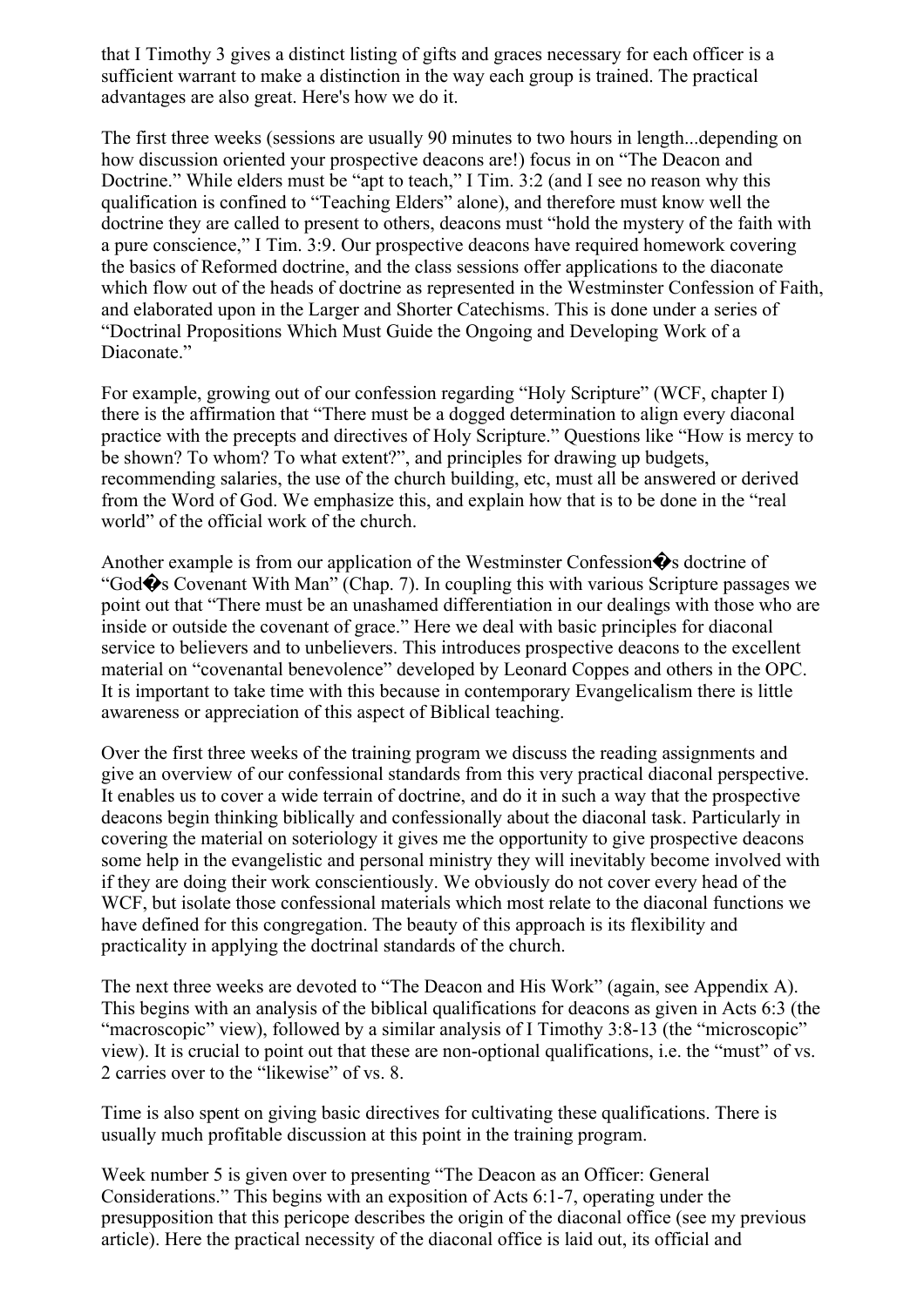that I Timothy 3 gives a distinct listing of gifts and graces necessary for each officer is a sufficient warrant to make a distinction in the way each group is trained. The practical advantages are also great. Here's how we do it.

The first three weeks (sessions are usually 90 minutes to two hours in length...depending on how discussion oriented your prospective deacons are!) focus in on "The Deacon and Doctrine." While elders must be "apt to teach," I Tim. 3:2 (and I see no reason why this qualification is confined to "Teaching Elders" alone), and therefore must know well the doctrine they are called to present to others, deacons must "hold the mystery of the faith with a pure conscience," I Tim. 3:9. Our prospective deacons have required homework covering the basics of Reformed doctrine, and the class sessions offer applications to the diaconate which flow out of the heads of doctrine as represented in the Westminster Confession of Faith, and elaborated upon in the Larger and Shorter Catechisms. This is done under a series of "Doctrinal Propositions Which Must Guide the Ongoing and Developing Work of a Diaconate."

For example, growing out of our confession regarding "Holy Scripture" (WCF, chapter I) there is the affirmation that "There must be a dogged determination to align every diaconal practice with the precepts and directives of Holy Scripture." Questions like "How is mercy to be shown? To whom? To what extent?", and principles for drawing up budgets, recommending salaries, the use of the church building, etc, must all be answered or derived from the Word of God. We emphasize this, and explain how that is to be done in the "real world" of the official work of the church.

Another example is from our application of the Westminster Confession�s doctrine of "God�s Covenant With Man" (Chap. 7). In coupling this with various Scripture passages we point out that "There must be an unashamed differentiation in our dealings with those who are inside or outside the covenant of grace." Here we deal with basic principles for diaconal service to believers and to unbelievers. This introduces prospective deacons to the excellent material on "covenantal benevolence" developed by Leonard Coppes and others in the OPC. It is important to take time with this because in contemporary Evangelicalism there is little awareness or appreciation of this aspect of Biblical teaching.

Over the first three weeks of the training program we discuss the reading assignments and give an overview of our confessional standards from this very practical diaconal perspective. It enables us to cover a wide terrain of doctrine, and do it in such a way that the prospective deacons begin thinking biblically and confessionally about the diaconal task. Particularly in covering the material on soteriology it gives me the opportunity to give prospective deacons some help in the evangelistic and personal ministry they will inevitably become involved with if they are doing their work conscientiously. We obviously do not cover every head of the WCF, but isolate those confessional materials which most relate to the diaconal functions we have defined for this congregation. The beauty of this approach is its flexibility and practicality in applying the doctrinal standards of the church.

The next three weeks are devoted to "The Deacon and His Work" (again, see Appendix A). This begins with an analysis of the biblical qualifications for deacons as given in Acts 6:3 (the "macroscopic" view), followed by a similar analysis of I Timothy 3:8-13 (the "microscopic" view). It is crucial to point out that these are non-optional qualifications, i.e. the "must" of vs. 2 carries over to the "likewise" of vs. 8.

Time is also spent on giving basic directives for cultivating these qualifications. There is usually much profitable discussion at this point in the training program.

Week number 5 is given over to presenting "The Deacon as an Officer: General Considerations." This begins with an exposition of Acts 6:1-7, operating under the presupposition that this pericope describes the origin of the diaconal office (see my previous article). Here the practical necessity of the diaconal office is laid out, its official and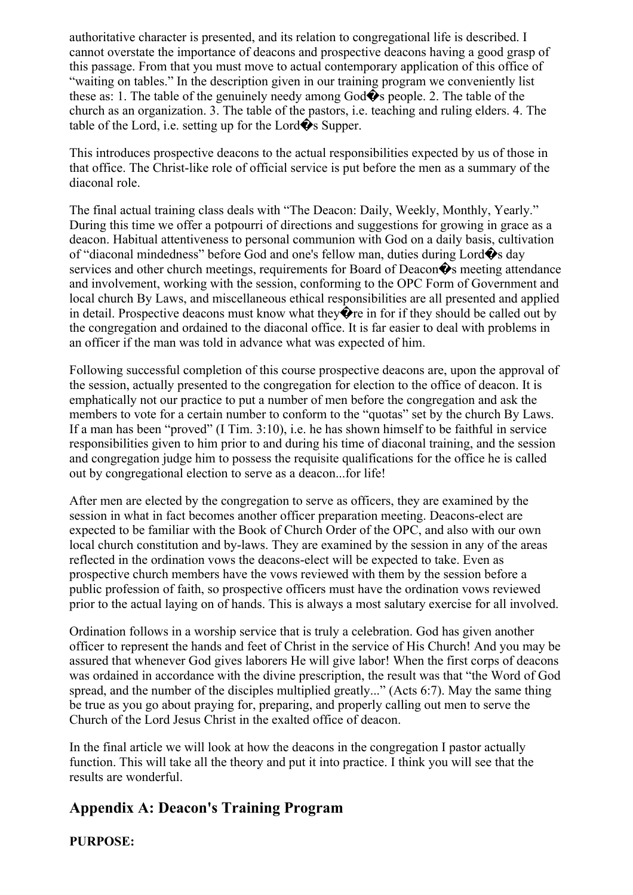authoritative character is presented, and its relation to congregational life is described. I cannot overstate the importance of deacons and prospective deacons having a good grasp of this passage. From that you must move to actual contemporary application of this office of “waiting on tables.” In the description given in our training program we conveniently list these as: 1. The table of the genuinely needy among God�s people. 2. The table of the church as an organization. 3. The table of the pastors, i.e. teaching and ruling elders. 4. The table of the Lord, i.e. setting up for the Lord�s Supper.

This introduces prospective deacons to the actual responsibilities expected by us of those in that office. The Christ-like role of official service is put before the men as a summary of the diaconal role.

The final actual training class deals with “The Deacon: Daily, Weekly, Monthly, Yearly.” During this time we offer a potpourri of directions and suggestions for growing in grace as a deacon. Habitual attentiveness to personal communion with God on a daily basis, cultivation of “diaconal mindedness” before God and one's fellow man, duties during Lord�s day services and other church meetings, requirements for Board of Deacon�s meeting attendance and involvement, working with the session, conforming to the OPC Form of Government and local church By Laws, and miscellaneous ethical responsibilities are all presented and applied in detail. Prospective deacons must know what they�re in for if they should be called out by the congregation and ordained to the diaconal office. It is far easier to deal with problems in an officer if the man was told in advance what was expected of him.

Following successful completion of this course prospective deacons are, upon the approval of the session, actually presented to the congregation for election to the office of deacon. It is emphatically not our practice to put a number of men before the congregation and ask the members to vote for a certain number to conform to the “quotas” set by the church By Laws. If a man has been “proved” (I Tim. 3:10), i.e. he has shown himself to be faithful in service responsibilities given to him prior to and during his time of diaconal training, and the session and congregation judge him to possess the requisite qualifications for the office he is called out by congregational election to serve as a deacon...for life!

After men are elected by the congregation to serve as officers, they are examined by the session in what in fact becomes another officer preparation meeting. Deacons-elect are expected to be familiar with the Book of Church Order of the OPC, and also with our own local church constitution and by-laws. They are examined by the session in any of the areas reflected in the ordination vows the deacons-elect will be expected to take. Even as prospective church members have the vows reviewed with them by the session before a public profession of faith, so prospective officers must have the ordination vows reviewed prior to the actual laying on of hands. This is always a most salutary exercise for all involved.

Ordination follows in a worship service that is truly a celebration. God has given another officer to represent the hands and feet of Christ in the service of His Church! And you may be assured that whenever God gives laborers He will give labor! When the first corps of deacons was ordained in accordance with the divine prescription, the result was that “the Word of God spread, and the number of the disciples multiplied greatly...” (Acts 6:7). May the same thing be true as you go about praying for, preparing, and properly calling out men to serve the Church of the Lord Jesus Christ in the exalted office of deacon.

In the final article we will look at how the deacons in the congregation I pastor actually function. This will take all the theory and put it into practice. I think you will see that the results are wonderful.

## Appendix A: Deacon's Training Program

**PURPOSE:**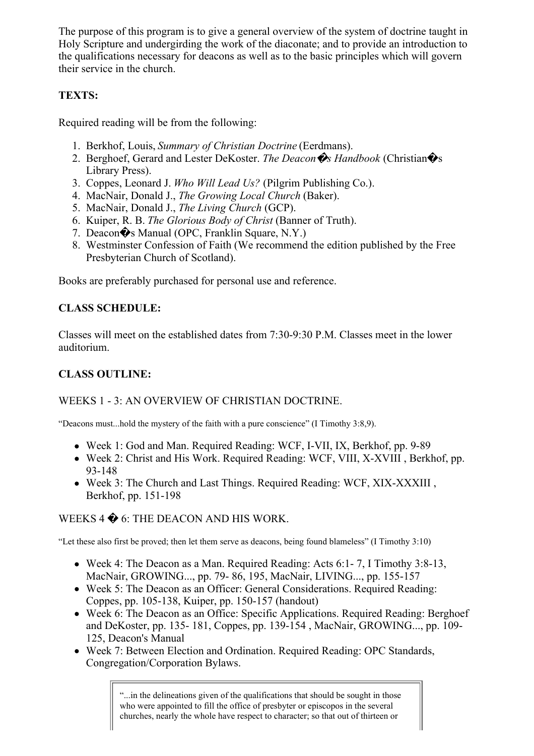The purpose of this program is to give a general overview of the system of doctrine taught in Holy Scripture and undergirding the work of the diaconate; and to provide an introduction to the qualifications necessary for deacons as well as to the basic principles which will govern their service in the church.

**TEXTS:**

Required reading will be from the following:

1. Berkhof, Louis, *Summary of Christian Doctrine* (Eerdmans).
2. Berghoef, Gerard and Lester DeKoster. *The Deacon�s Handbook* (Christian�s Library Press).
3. Coppes, Leonard J. *Who Will Lead Us?* (Pilgrim Publishing Co.).
4. MacNair, Donald J., *The Growing Local Church* (Baker).
5. MacNair, Donald J., *The Living Church* (GCP).
6. Kuiper, R. B. *The Glorious Body of Christ* (Banner of Truth).
7. Deacon�s Manual (OPC, Franklin Square, N.Y.)
8. Westminster Confession of Faith (We recommend the edition published by the Free Presbyterian Church of Scotland).

Books are preferably purchased for personal use and reference.

**CLASS SCHEDULE:**

Classes will meet on the established dates from 7:30-9:30 P.M. Classes meet in the lower auditorium.

**CLASS OUTLINE:**

WEEKS 1 - 3: AN OVERVIEW OF CHRISTIAN DOCTRINE.

"Deacons must...hold the mystery of the faith with a pure conscience" (I Timothy 3:8,9).

- Week 1: God and Man. Required Reading: WCF, I-VII, IX, Berkhof, pp. 9-89
- Week 2: Christ and His Work. Required Reading: WCF, VIII, X-XVIII , Berkhof, pp. 93-148
- Week 3: The Church and Last Things. Required Reading: WCF, XIX-XXXIII , Berkhof, pp. 151-198

WEEKS 4 � 6: THE DEACON AND HIS WORK.

"Let these also first be proved; then let them serve as deacons, being found blameless" (I Timothy 3:10)

- Week 4: The Deacon as a Man. Required Reading: Acts 6:1- 7, I Timothy 3:8-13, MacNair, GROWING..., pp. 79- 86, 195, MacNair, LIVING..., pp. 155-157
- Week 5: The Deacon as an Officer: General Considerations. Required Reading: Coppes, pp. 105-138, Kuiper, pp. 150-157 (handout)
- Week 6: The Deacon as an Office: Specific Applications. Required Reading: Berghoef and DeKoster, pp. 135- 181, Coppes, pp. 139-154 , MacNair, GROWING..., pp. 109-125, Deacon's Manual
- Week 7: Between Election and Ordination. Required Reading: OPC Standards, Congregation/Corporation Bylaws.

> "...in the delineations given of the qualifications that should be sought in those who were appointed to fill the office of presbyter or episcopos in the several churches, nearly the whole have respect to character; so that out of thirteen or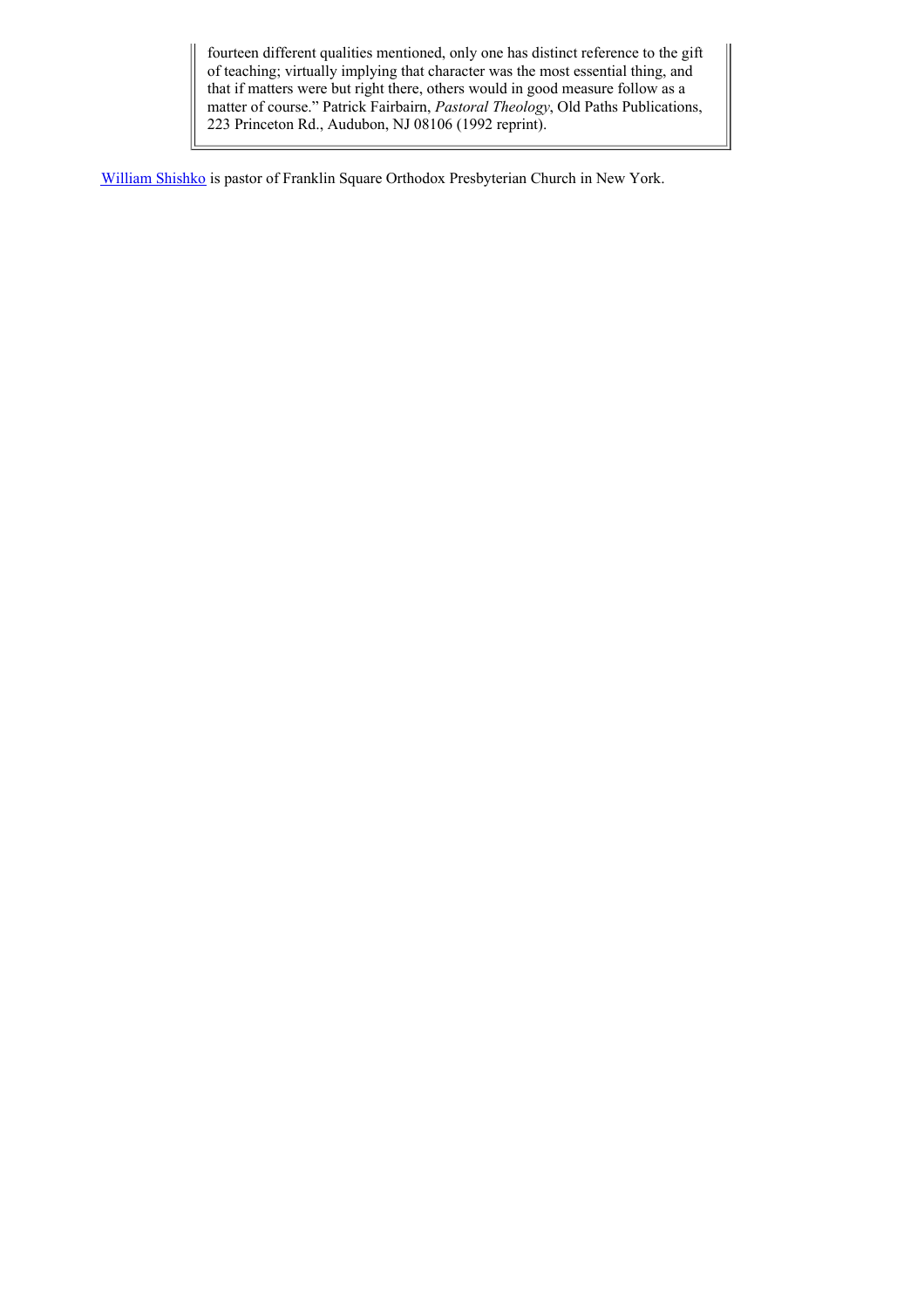> fourteen different qualities mentioned, only one has distinct reference to the gift of teaching; virtually implying that character was the most essential thing, and that if matters were but right there, others would in good measure follow as a matter of course." Patrick Fairbairn, *Pastoral Theology*, Old Paths Publications, 223 Princeton Rd., Audubon, NJ 08106 (1992 reprint).

William Shishko is pastor of Franklin Square Orthodox Presbyterian Church in New York.